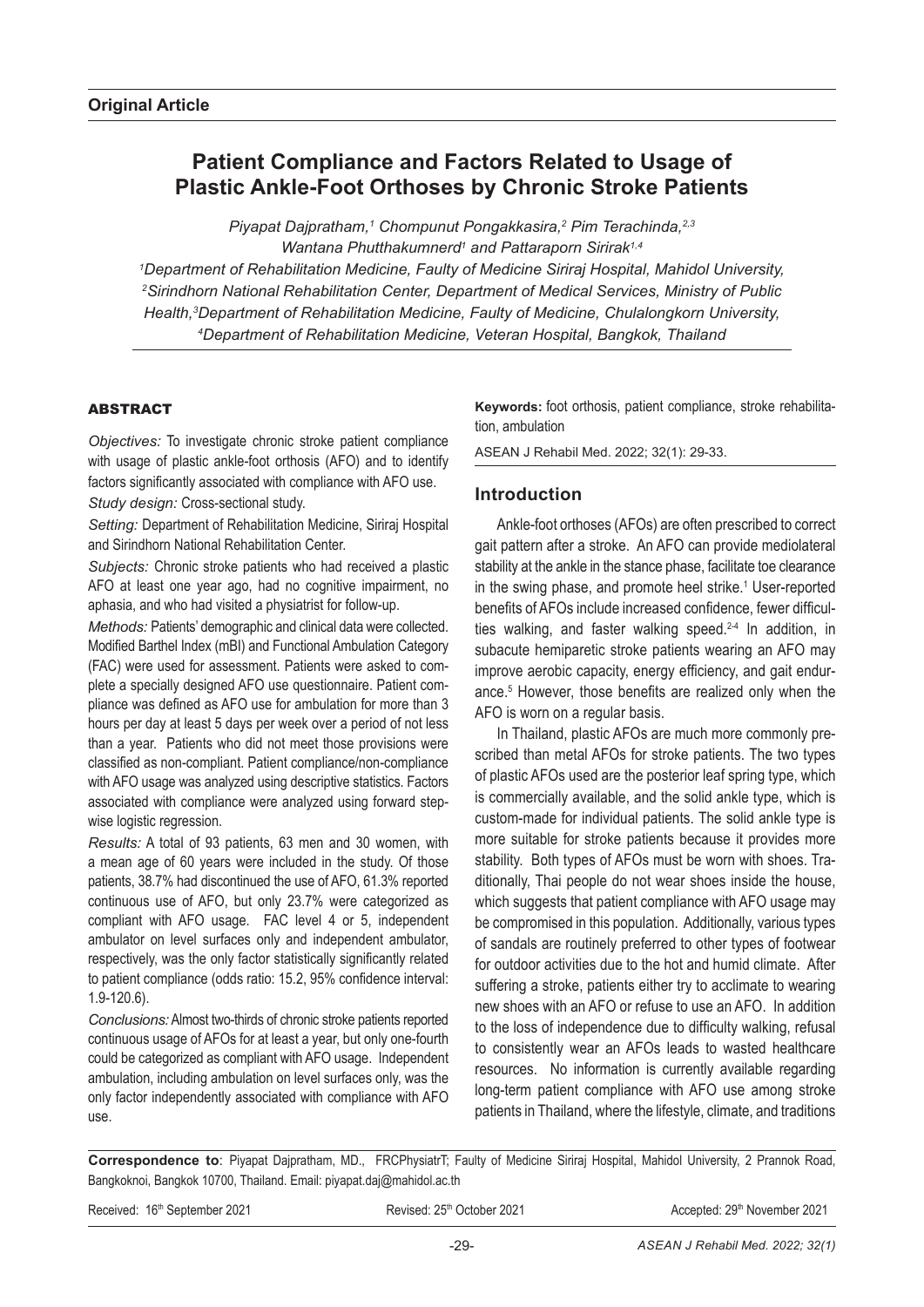**Original Article**

# Patient Compliance and Factors Related to Usage of Plastic Ankle-Foot Orthoses by Chronic Stroke Patients

*Piyapat Dajpratham,[1] Chompunut Pongakkasira,[2] Pim Terachinda,[2,3] Wantana Phutthakumnerd[1] and Pattaraporn Sirirak[1,4]*

*[1]Department of Rehabilitation Medicine, Faulty of Medicine Siriraj Hospital, Mahidol University, [2]Sirindhorn National Rehabilitation Center, Department of Medical Services, Ministry of Public Health,[3]Department of Rehabilitation Medicine, Faulty of Medicine, Chulalongkorn University, [4]Department of Rehabilitation Medicine, Veteran Hospital, Bangkok, Thailand*

## ABSTRACT

*Objectives:* To investigate chronic stroke patient compliance with usage of plastic ankle-foot orthosis (AFO) and to identify factors significantly associated with compliance with AFO use.

*Study design:* Cross-sectional study.

*Setting:* Department of Rehabilitation Medicine, Siriraj Hospital and Sirindhorn National Rehabilitation Center.

*Subjects:* Chronic stroke patients who had received a plastic AFO at least one year ago, had no cognitive impairment, no aphasia, and who had visited a physiatrist for follow-up.

*Methods:* Patients' demographic and clinical data were collected. Modified Barthel Index (mBI) and Functional Ambulation Category (FAC) were used for assessment. Patients were asked to complete a specially designed AFO use questionnaire. Patient compliance was defined as AFO use for ambulation for more than 3 hours per day at least 5 days per week over a period of not less than a year. Patients who did not meet those provisions were classified as non-compliant. Patient compliance/non-compliance with AFO usage was analyzed using descriptive statistics. Factors associated with compliance were analyzed using forward stepwise logistic regression.

*Results:* A total of 93 patients, 63 men and 30 women, with a mean age of 60 years were included in the study. Of those patients, 38.7% had discontinued the use of AFO, 61.3% reported continuous use of AFO, but only 23.7% were categorized as compliant with AFO usage. FAC level 4 or 5, independent ambulator on level surfaces only and independent ambulator, respectively, was the only factor statistically significantly related to patient compliance (odds ratio: 15.2, 95% confidence interval: 1.9-120.6).

*Conclusions:* Almost two-thirds of chronic stroke patients reported continuous usage of AFOs for at least a year, but only one-fourth could be categorized as compliant with AFO usage. Independent ambulation, including ambulation on level surfaces only, was the only factor independently associated with compliance with AFO use.

**Keywords:** foot orthosis, patient compliance, stroke rehabilitation, ambulation

ASEAN J Rehabil Med. 2022; 32(1): 29-33.

## Introduction

Ankle-foot orthoses (AFOs) are often prescribed to correct gait pattern after a stroke. An AFO can provide mediolateral stability at the ankle in the stance phase, facilitate toe clearance in the swing phase, and promote heel strike.[1] User-reported benefits of AFOs include increased confidence, fewer difficulties walking, and faster walking speed.[2-4] In addition, in subacute hemiparetic stroke patients wearing an AFO may improve aerobic capacity, energy efficiency, and gait endurance.[5] However, those benefits are realized only when the AFO is worn on a regular basis.

In Thailand, plastic AFOs are much more commonly prescribed than metal AFOs for stroke patients. The two types of plastic AFOs used are the posterior leaf spring type, which is commercially available, and the solid ankle type, which is custom-made for individual patients. The solid ankle type is more suitable for stroke patients because it provides more stability. Both types of AFOs must be worn with shoes. Traditionally, Thai people do not wear shoes inside the house, which suggests that patient compliance with AFO usage may be compromised in this population. Additionally, various types of sandals are routinely preferred to other types of footwear for outdoor activities due to the hot and humid climate. After suffering a stroke, patients either try to acclimate to wearing new shoes with an AFO or refuse to use an AFO. In addition to the loss of independence due to difficulty walking, refusal to consistently wear an AFOs leads to wasted healthcare resources. No information is currently available regarding long-term patient compliance with AFO use among stroke patients in Thailand, where the lifestyle, climate, and traditions

**Correspondence to**: Piyapat Dajpratham, MD., FRCPhysiatrT; Faculty of Medicine Siriraj Hospital, Mahidol University, 2 Prannok Road, Bangkoknoi, Bangkok 10700, Thailand. Email: piyapat.daj@mahidol.ac.th

Received: 16th September 2021 Revised: 25th October 2021 Accepted: 29th November 2021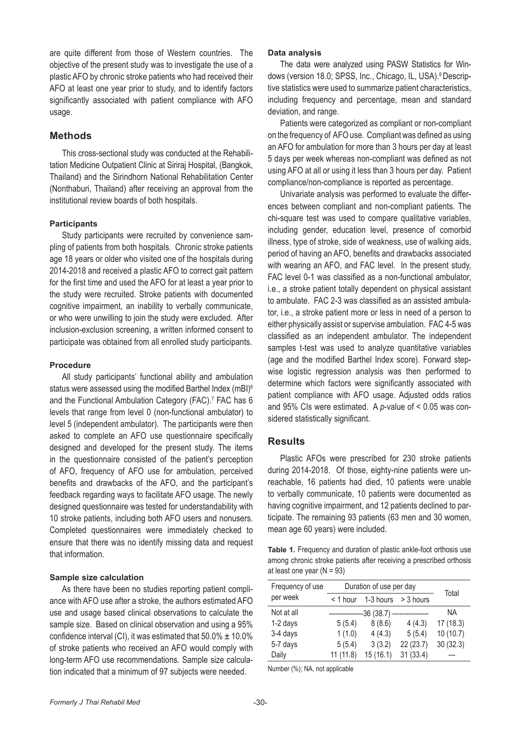are quite different from those of Western countries. The objective of the present study was to investigate the use of a plastic AFO by chronic stroke patients who had received their AFO at least one year prior to study, and to identify factors significantly associated with patient compliance with AFO usage.

## Methods

This cross-sectional study was conducted at the Rehabilitation Medicine Outpatient Clinic at Siriraj Hospital, (Bangkok, Thailand) and the Sirindhorn National Rehabilitation Center (Nonthaburi, Thailand) after receiving an approval from the institutional review boards of both hospitals.

### Participants

Study participants were recruited by convenience sampling of patients from both hospitals. Chronic stroke patients age 18 years or older who visited one of the hospitals during 2014-2018 and received a plastic AFO to correct gait pattern for the first time and used the AFO for at least a year prior to the study were recruited. Stroke patients with documented cognitive impairment, an inability to verbally communicate, or who were unwilling to join the study were excluded. After inclusion-exclusion screening, a written informed consent to participate was obtained from all enrolled study participants.

### Procedure

All study participants' functional ability and ambulation status were assessed using the modified Barthel Index (mBI)[6] and the Functional Ambulation Category (FAC).[7] FAC has 6 levels that range from level 0 (non-functional ambulator) to level 5 (independent ambulator). The participants were then asked to complete an AFO use questionnaire specifically designed and developed for the present study. The items in the questionnaire consisted of the patient's perception of AFO, frequency of AFO use for ambulation, perceived benefits and drawbacks of the AFO, and the participant's feedback regarding ways to facilitate AFO usage. The newly designed questionnaire was tested for understandability with 10 stroke patients, including both AFO users and nonusers. Completed questionnaires were immediately checked to ensure that there was no identify missing data and request that information.

### Sample size calculation

As there have been no studies reporting patient compliance with AFO use after a stroke, the authors estimated AFO use and usage based clinical observations to calculate the sample size. Based on clinical observation and using a 95% confidence interval (CI), it was estimated that 50.0% ± 10.0% of stroke patients who received an AFO would comply with long-term AFO use recommendations. Sample size calculation indicated that a minimum of 97 subjects were needed.

### Data analysis

The data were analyzed using PASW Statistics for Windows (version 18.0; SPSS, Inc., Chicago, IL, USA).[8] Descriptive statistics were used to summarize patient characteristics, including frequency and percentage, mean and standard deviation, and range.

Patients were categorized as compliant or non-compliant on the frequency of AFO use. Compliant was defined as using an AFO for ambulation for more than 3 hours per day at least 5 days per week whereas non-compliant was defined as not using AFO at all or using it less than 3 hours per day. Patient compliance/non-compliance is reported as percentage.

Univariate analysis was performed to evaluate the differences between compliant and non-compliant patients. The chi-square test was used to compare qualitative variables, including gender, education level, presence of comorbid illness, type of stroke, side of weakness, use of walking aids, period of having an AFO, benefits and drawbacks associated with wearing an AFO, and FAC level. In the present study, FAC level 0-1 was classified as a non-functional ambulator, i.e., a stroke patient totally dependent on physical assistant to ambulate. FAC 2-3 was classified as an assisted ambulator, i.e., a stroke patient more or less in need of a person to either physically assist or supervise ambulation. FAC 4-5 was classified as an independent ambulator. The independent samples t-test was used to analyze quantitative variables (age and the modified Barthel Index score). Forward stepwise logistic regression analysis was then performed to determine which factors were significantly associated with patient compliance with AFO usage. Adjusted odds ratios and 95% CIs were estimated. A *p*-value of < 0.05 was considered statistically significant.

## Results

Plastic AFOs were prescribed for 230 stroke patients during 2014-2018. Of those, eighty-nine patients were unreachable, 16 patients had died, 10 patients were unable to verbally communicate, 10 patients were documented as having cognitive impairment, and 12 patients declined to participate. The remaining 93 patients (63 men and 30 women, mean age 60 years) were included.

**Table 1.** Frequency and duration of plastic ankle-foot orthosis use among chronic stroke patients after receiving a prescribed orthosis at least one year (N = 93)

| Frequency of use per week | Duration of use per day | | | Total |
|---|---|---|---|---|
| | < 1 hour | 1-3 hours | > 3 hours | |
| Not at all | | 36 (38.7) | | NA |
| 1-2 days | 5 (5.4) | 8 (8.6) | 4 (4.3) | 17 (18.3) |
| 3-4 days | 1 (1.0) | 4 (4.3) | 5 (5.4) | 10 (10.7) |
| 5-7 days | 5 (5.4) | 3 (3.2) | 22 (23.7) | 30 (32.3) |
| Daily | 11 (11.8) | 15 (16.1) | 31 (33.4) | --- |

Number (%); NA, not applicable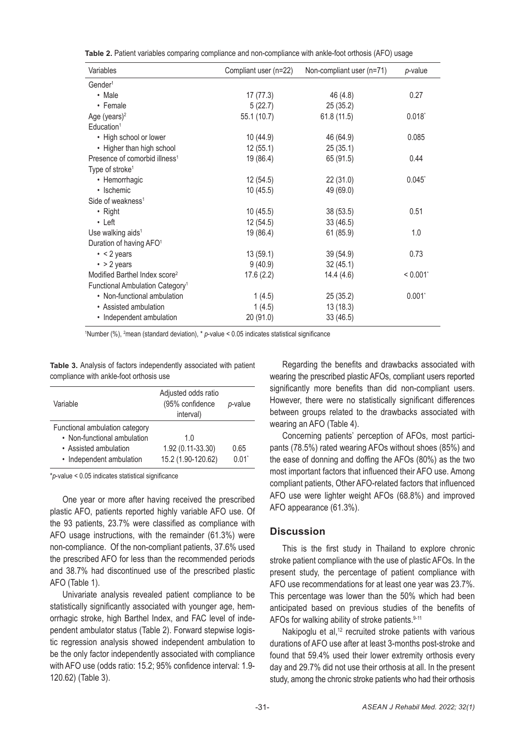**Table 2.** Patient variables comparing compliance and non-compliance with ankle-foot orthosis (AFO) usage

| Variables | Compliant user (n=22) | Non-compliant user (n=71) | *p*-value |
|---|---|---|---|
| Gender[1] | | | |
| • Male | 17 (77.3) | 46 (4.8) | 0.27 |
| • Female | 5 (22.7) | 25 (35.2) | |
| Age (years)[2] | 55.1 (10.7) | 61.8 (11.5) | 0.018* |
| Education[1] | | | |
| • High school or lower | 10 (44.9) | 46 (64.9) | 0.085 |
| • Higher than high school | 12 (55.1) | 25 (35.1) | |
| Presence of comorbid illness[1] | 19 (86.4) | 65 (91.5) | 0.44 |
| Type of stroke[1] | | | |
| • Hemorrhagic | 12 (54.5) | 22 (31.0) | 0.045* |
| • Ischemic | 10 (45.5) | 49 (69.0) | |
| Side of weakness[1] | | | |
| • Right | 10 (45.5) | 38 (53.5) | 0.51 |
| • Left | 12 (54.5) | 33 (46.5) | |
| Use walking aids[1] | 19 (86.4) | 61 (85.9) | 1.0 |
| Duration of having AFO[1] | | | |
| • < 2 years | 13 (59.1) | 39 (54.9) | 0.73 |
| • > 2 years | 9 (40.9) | 32 (45.1) | |
| Modified Barthel Index score[2] | 17.6 (2.2) | 14.4 (4.6) | < 0.001* |
| Functional Ambulation Category[1] | | | |
| • Non-functional ambulation | 1 (4.5) | 25 (35.2) | 0.001* |
| • Assisted ambulation | 1 (4.5) | 13 (18.3) | |
| • Independent ambulation | 20 (91.0) | 33 (46.5) | |

[1]Number (%), [2]mean (standard deviation), * *p*-value < 0.05 indicates statistical significance

**Table 3.** Analysis of factors independently associated with patient compliance with ankle-foot orthosis use

| Variable | Adjusted odds ratio (95% confidence interval) | *p*-value |
|---|---|---|
| Functional ambulation category | | |
| • Non-functional ambulation | 1.0 | |
| • Assisted ambulation | 1.92 (0.11-33.30) | 0.65 |
| • Independent ambulation | 15.2 (1.90-120.62) | 0.01* |

**p*-value < 0.05 indicates statistical significance

One year or more after having received the prescribed plastic AFO, patients reported highly variable AFO use. Of the 93 patients, 23.7% were classified as compliance with AFO usage instructions, with the remainder (61.3%) were non-compliance. Of the non-compliant patients, 37.6% used the prescribed AFO for less than the recommended periods and 38.7% had discontinued use of the prescribed plastic AFO (Table 1).

Univariate analysis revealed patient compliance to be statistically significantly associated with younger age, hemorrhagic stroke, high Barthel Index, and FAC level of independent ambulator status (Table 2). Forward stepwise logistic regression analysis showed independent ambulation to be the only factor independently associated with compliance with AFO use (odds ratio: 15.2; 95% confidence interval: 1.9-120.62) (Table 3).

Regarding the benefits and drawbacks associated with wearing the prescribed plastic AFOs, compliant users reported significantly more benefits than did non-compliant users. However, there were no statistically significant differences between groups related to the drawbacks associated with wearing an AFO (Table 4).

Concerning patients' perception of AFOs, most participants (78.5%) rated wearing AFOs without shoes (85%) and the ease of donning and doffing the AFOs (80%) as the two most important factors that influenced their AFO use. Among compliant patients, Other AFO-related factors that influenced AFO use were lighter weight AFOs (68.8%) and improved AFO appearance (61.3%).

## Discussion

This is the first study in Thailand to explore chronic stroke patient compliance with the use of plastic AFOs. In the present study, the percentage of patient compliance with AFO use recommendations for at least one year was 23.7%. This percentage was lower than the 50% which had been anticipated based on previous studies of the benefits of AFOs for walking ability of stroke patients.[9-11]

Nakipoglu et al,[12] recruited stroke patients with various durations of AFO use after at least 3-months post-stroke and found that 59.4% used their lower extremity orthosis every day and 29.7% did not use their orthosis at all. In the present study, among the chronic stroke patients who had their orthosis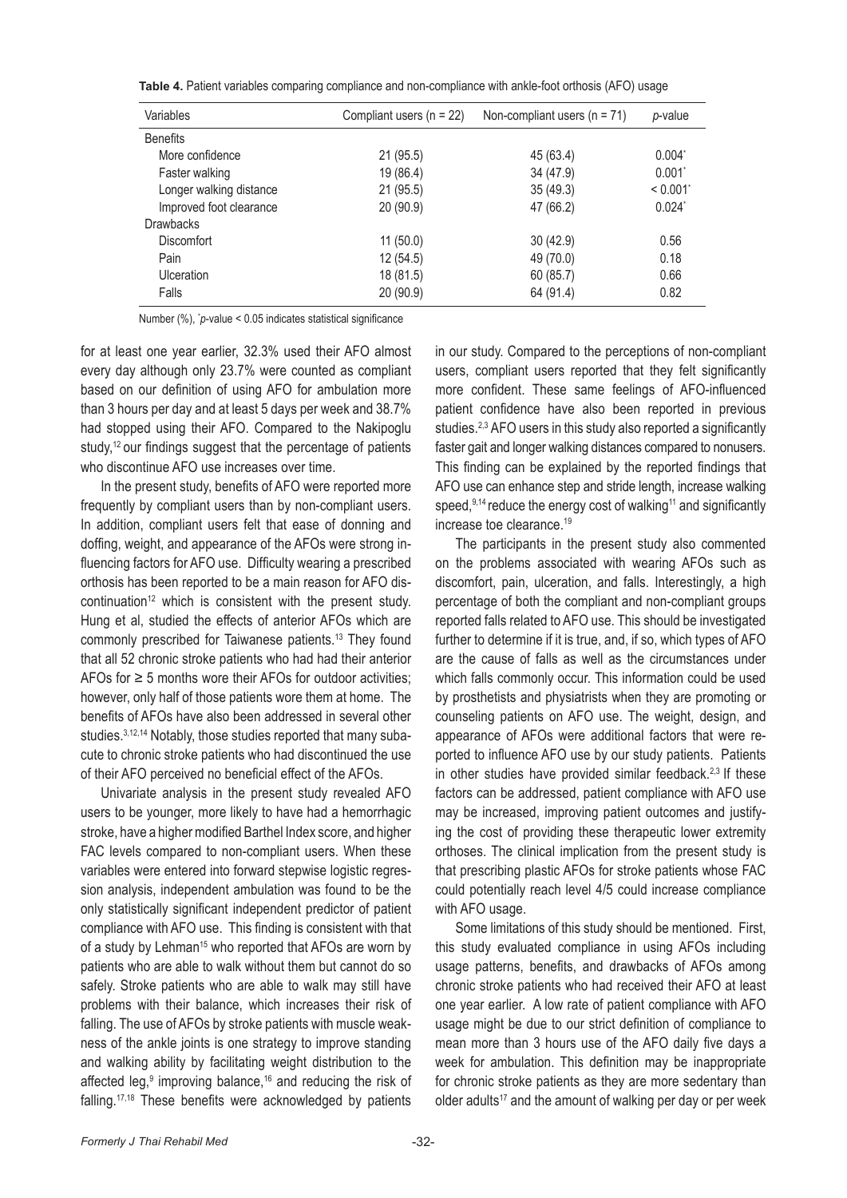**Table 4.** Patient variables comparing compliance and non-compliance with ankle-foot orthosis (AFO) usage

| Variables | Compliant users (n = 22) | Non-compliant users (n = 71) | *p*-value |
|---|---|---|---|
| Benefits | | | |
| More confidence | 21 (95.5) | 45 (63.4) | 0.004* |
| Faster walking | 19 (86.4) | 34 (47.9) | 0.001* |
| Longer walking distance | 21 (95.5) | 35 (49.3) | < 0.001* |
| Improved foot clearance | 20 (90.9) | 47 (66.2) | 0.024* |
| Drawbacks | | | |
| Discomfort | 11 (50.0) | 30 (42.9) | 0.56 |
| Pain | 12 (54.5) | 49 (70.0) | 0.18 |
| Ulceration | 18 (81.5) | 60 (85.7) | 0.66 |
| Falls | 20 (90.9) | 64 (91.4) | 0.82 |

Number (%), *$p$-value < 0.05 indicates statistical significance

for at least one year earlier, 32.3% used their AFO almost every day although only 23.7% were counted as compliant based on our definition of using AFO for ambulation more than 3 hours per day and at least 5 days per week and 38.7% had stopped using their AFO. Compared to the Nakipoglu study,[12] our findings suggest that the percentage of patients who discontinue AFO use increases over time.

In the present study, benefits of AFO were reported more frequently by compliant users than by non-compliant users. In addition, compliant users felt that ease of donning and doffing, weight, and appearance of the AFOs were strong influencing factors for AFO use. Difficulty wearing a prescribed orthosis has been reported to be a main reason for AFO discontinuation[12] which is consistent with the present study. Hung et al, studied the effects of anterior AFOs which are commonly prescribed for Taiwanese patients.[13] They found that all 52 chronic stroke patients who had had their anterior AFOs for ≥ 5 months wore their AFOs for outdoor activities; however, only half of those patients wore them at home. The benefits of AFOs have also been addressed in several other studies.[3,12,14] Notably, those studies reported that many subacute to chronic stroke patients who had discontinued the use of their AFO perceived no beneficial effect of the AFOs.

Univariate analysis in the present study revealed AFO users to be younger, more likely to have had a hemorrhagic stroke, have a higher modified Barthel Index score, and higher FAC levels compared to non-compliant users. When these variables were entered into forward stepwise logistic regression analysis, independent ambulation was found to be the only statistically significant independent predictor of patient compliance with AFO use. This finding is consistent with that of a study by Lehman[15] who reported that AFOs are worn by patients who are able to walk without them but cannot do so safely. Stroke patients who are able to walk may still have problems with their balance, which increases their risk of falling. The use of AFOs by stroke patients with muscle weakness of the ankle joints is one strategy to improve standing and walking ability by facilitating weight distribution to the affected leg,[9] improving balance,[16] and reducing the risk of falling.[17,18] These benefits were acknowledged by patients in our study. Compared to the perceptions of non-compliant users, compliant users reported that they felt significantly more confident. These same feelings of AFO-influenced patient confidence have also been reported in previous studies.[2,3] AFO users in this study also reported a significantly faster gait and longer walking distances compared to nonusers. This finding can be explained by the reported findings that AFO use can enhance step and stride length, increase walking speed,[9,14] reduce the energy cost of walking[11] and significantly increase toe clearance.[19]

The participants in the present study also commented on the problems associated with wearing AFOs such as discomfort, pain, ulceration, and falls. Interestingly, a high percentage of both the compliant and non-compliant groups reported falls related to AFO use. This should be investigated further to determine if it is true, and, if so, which types of AFO are the cause of falls as well as the circumstances under which falls commonly occur. This information could be used by prosthetists and physiatrists when they are promoting or counseling patients on AFO use. The weight, design, and appearance of AFOs were additional factors that were reported to influence AFO use by our study patients. Patients in other studies have provided similar feedback.[2,3] If these factors can be addressed, patient compliance with AFO use may be increased, improving patient outcomes and justifying the cost of providing these therapeutic lower extremity orthoses. The clinical implication from the present study is that prescribing plastic AFOs for stroke patients whose FAC could potentially reach level 4/5 could increase compliance with AFO usage.

Some limitations of this study should be mentioned. First, this study evaluated compliance in using AFOs including usage patterns, benefits, and drawbacks of AFOs among chronic stroke patients who had received their AFO at least one year earlier. A low rate of patient compliance with AFO usage might be due to our strict definition of compliance to mean more than 3 hours use of the AFO daily five days a week for ambulation. This definition may be inappropriate for chronic stroke patients as they are more sedentary than older adults[17] and the amount of walking per day or per week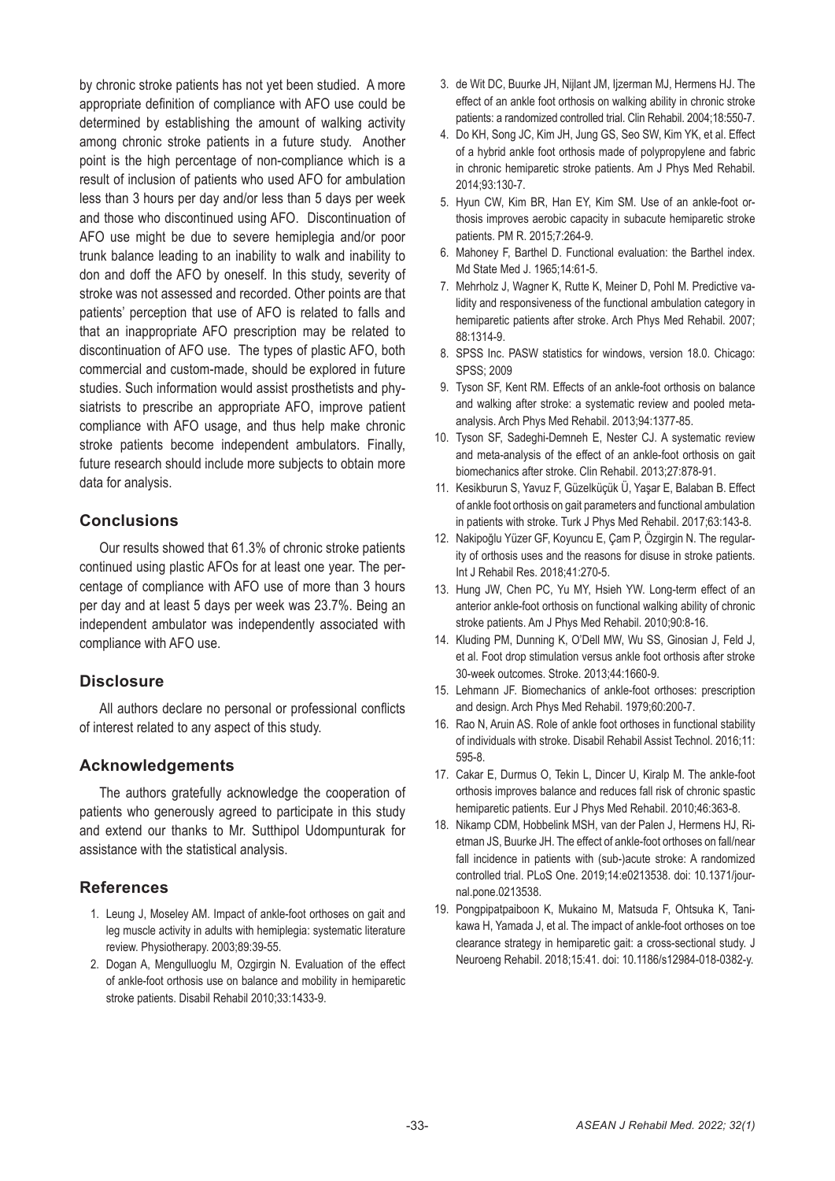by chronic stroke patients has not yet been studied. A more appropriate definition of compliance with AFO use could be determined by establishing the amount of walking activity among chronic stroke patients in a future study. Another point is the high percentage of non-compliance which is a result of inclusion of patients who used AFO for ambulation less than 3 hours per day and/or less than 5 days per week and those who discontinued using AFO. Discontinuation of AFO use might be due to severe hemiplegia and/or poor trunk balance leading to an inability to walk and inability to don and doff the AFO by oneself. In this study, severity of stroke was not assessed and recorded. Other points are that patients' perception that use of AFO is related to falls and that an inappropriate AFO prescription may be related to discontinuation of AFO use. The types of plastic AFO, both commercial and custom-made, should be explored in future studies. Such information would assist prosthetists and physiatrists to prescribe an appropriate AFO, improve patient compliance with AFO usage, and thus help make chronic stroke patients become independent ambulators. Finally, future research should include more subjects to obtain more data for analysis.

## Conclusions

Our results showed that 61.3% of chronic stroke patients continued using plastic AFOs for at least one year. The percentage of compliance with AFO use of more than 3 hours per day and at least 5 days per week was 23.7%. Being an independent ambulator was independently associated with compliance with AFO use.

## Disclosure

All authors declare no personal or professional conflicts of interest related to any aspect of this study.

## Acknowledgements

The authors gratefully acknowledge the cooperation of patients who generously agreed to participate in this study and extend our thanks to Mr. Sutthipol Udompunturak for assistance with the statistical analysis.

## References

1. Leung J, Moseley AM. Impact of ankle-foot orthoses on gait and leg muscle activity in adults with hemiplegia: systematic literature review. Physiotherapy. 2003;89:39-55.
2. Dogan A, Mengulluoglu M, Ozgirgin N. Evaluation of the effect of ankle-foot orthosis use on balance and mobility in hemiparetic stroke patients. Disabil Rehabil 2010;33:1433-9.
3. de Wit DC, Buurke JH, Nijlant JM, Ijzerman MJ, Hermens HJ. The effect of an ankle foot orthosis on walking ability in chronic stroke patients: a randomized controlled trial. Clin Rehabil. 2004;18:550-7.
4. Do KH, Song JC, Kim JH, Jung GS, Seo SW, Kim YK, et al. Effect of a hybrid ankle foot orthosis made of polypropylene and fabric in chronic hemiparetic stroke patients. Am J Phys Med Rehabil. 2014;93:130-7.
5. Hyun CW, Kim BR, Han EY, Kim SM. Use of an ankle-foot orthosis improves aerobic capacity in subacute hemiparetic stroke patients. PM R. 2015;7:264-9.
6. Mahoney F, Barthel D. Functional evaluation: the Barthel index. Md State Med J. 1965;14:61-5.
7. Mehrholz J, Wagner K, Rutte K, Meiner D, Pohl M. Predictive validity and responsiveness of the functional ambulation category in hemiparetic patients after stroke. Arch Phys Med Rehabil. 2007; 88:1314-9.
8. SPSS Inc. PASW statistics for windows, version 18.0. Chicago: SPSS; 2009
9. Tyson SF, Kent RM. Effects of an ankle-foot orthosis on balance and walking after stroke: a systematic review and pooled meta-analysis. Arch Phys Med Rehabil. 2013;94:1377-85.
10. Tyson SF, Sadeghi-Demneh E, Nester CJ. A systematic review and meta-analysis of the effect of an ankle-foot orthosis on gait biomechanics after stroke. Clin Rehabil. 2013;27:878-91.
11. Kesikburun S, Yavuz F, Güzelküçük Ü, Yaşar E, Balaban B. Effect of ankle foot orthosis on gait parameters and functional ambulation in patients with stroke. Turk J Phys Med Rehabil. 2017;63:143-8.
12. Nakipoğlu Yüzer GF, Koyuncu E, Çam P, Özgirgin N. The regularity of orthosis uses and the reasons for disuse in stroke patients. Int J Rehabil Res. 2018;41:270-5.
13. Hung JW, Chen PC, Yu MY, Hsieh YW. Long-term effect of an anterior ankle-foot orthosis on functional walking ability of chronic stroke patients. Am J Phys Med Rehabil. 2010;90:8-16.
14. Kluding PM, Dunning K, O'Dell MW, Wu SS, Ginosian J, Feld J, et al. Foot drop stimulation versus ankle foot orthosis after stroke 30-week outcomes. Stroke. 2013;44:1660-9.
15. Lehmann JF. Biomechanics of ankle-foot orthoses: prescription and design. Arch Phys Med Rehabil. 1979;60:200-7.
16. Rao N, Aruin AS. Role of ankle foot orthoses in functional stability of individuals with stroke. Disabil Rehabil Assist Technol. 2016;11: 595-8.
17. Cakar E, Durmus O, Tekin L, Dincer U, Kiralp M. The ankle-foot orthosis improves balance and reduces fall risk of chronic spastic hemiparetic patients. Eur J Phys Med Rehabil. 2010;46:363-8.
18. Nikamp CDM, Hobbelink MSH, van der Palen J, Hermens HJ, Rietman JS, Buurke JH. The effect of ankle-foot orthoses on fall/near fall incidence in patients with (sub-)acute stroke: A randomized controlled trial. PLoS One. 2019;14:e0213538. doi: 10.1371/journal.pone.0213538.
19. Pongpipatpaiboon K, Mukaino M, Matsuda F, Ohtsuka K, Tanikawa H, Yamada J, et al. The impact of ankle-foot orthoses on toe clearance strategy in hemiparetic gait: a cross-sectional study. J Neuroeng Rehabil. 2018;15:41. doi: 10.1186/s12984-018-0382-y.